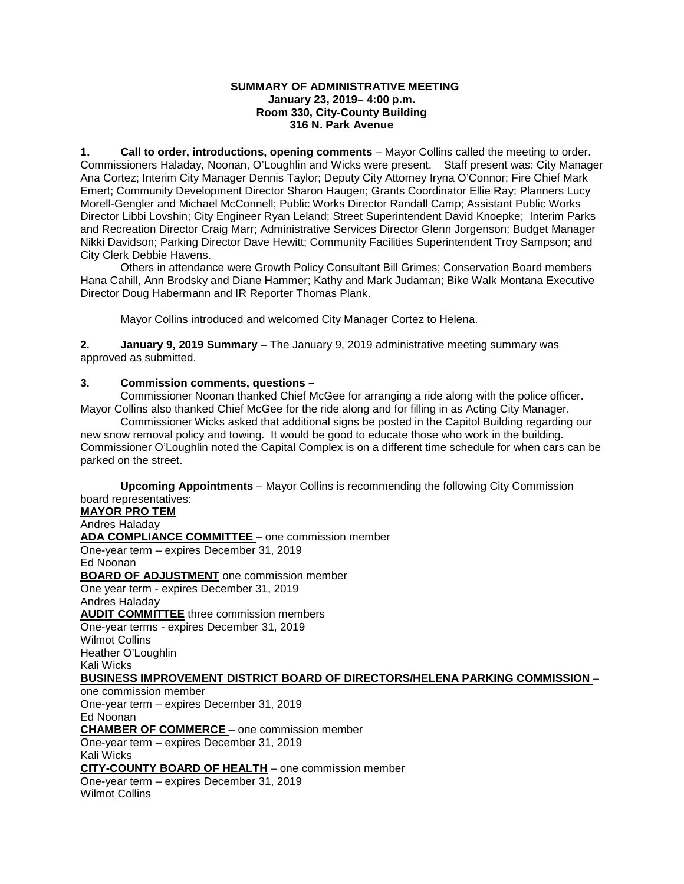**SUMMARY OF ADMINISTRATIVE MEETING**
**January 23, 2019– 4:00 p.m.**
**Room 330, City-County Building**
**316 N. Park Avenue**

**1. Call to order, introductions, opening comments** – Mayor Collins called the meeting to order. Commissioners Haladay, Noonan, O'Loughlin and Wicks were present. Staff present was: City Manager Ana Cortez; Interim City Manager Dennis Taylor; Deputy City Attorney Iryna O'Connor; Fire Chief Mark Emert; Community Development Director Sharon Haugen; Grants Coordinator Ellie Ray; Planners Lucy Morell-Gengler and Michael McConnell; Public Works Director Randall Camp; Assistant Public Works Director Libbi Lovshin; City Engineer Ryan Leland; Street Superintendent David Knoepke; Interim Parks and Recreation Director Craig Marr; Administrative Services Director Glenn Jorgenson; Budget Manager Nikki Davidson; Parking Director Dave Hewitt; Community Facilities Superintendent Troy Sampson; and City Clerk Debbie Havens.

Others in attendance were Growth Policy Consultant Bill Grimes; Conservation Board members Hana Cahill, Ann Brodsky and Diane Hammer; Kathy and Mark Judaman; Bike Walk Montana Executive Director Doug Habermann and IR Reporter Thomas Plank.

Mayor Collins introduced and welcomed City Manager Cortez to Helena.

**2. January 9, 2019 Summary** – The January 9, 2019 administrative meeting summary was approved as submitted.

**3. Commission comments, questions –**

Commissioner Noonan thanked Chief McGee for arranging a ride along with the police officer. Mayor Collins also thanked Chief McGee for the ride along and for filling in as Acting City Manager.

Commissioner Wicks asked that additional signs be posted in the Capitol Building regarding our new snow removal policy and towing. It would be good to educate those who work in the building. Commissioner O'Loughlin noted the Capital Complex is on a different time schedule for when cars can be parked on the street.

**Upcoming Appointments** – Mayor Collins is recommending the following City Commission board representatives:

**MAYOR PRO TEM**
Andres Haladay

**ADA COMPLIANCE COMMITTEE** – one commission member
One-year term – expires December 31, 2019
Ed Noonan

**BOARD OF ADJUSTMENT** one commission member
One year term - expires December 31, 2019
Andres Haladay

**AUDIT COMMITTEE** three commission members
One-year terms - expires December 31, 2019
Wilmot Collins
Heather O'Loughlin
Kali Wicks

**BUSINESS IMPROVEMENT DISTRICT BOARD OF DIRECTORS/HELENA PARKING COMMISSION** – one commission member
One-year term – expires December 31, 2019
Ed Noonan

**CHAMBER OF COMMERCE** – one commission member
One-year term – expires December 31, 2019
Kali Wicks

**CITY-COUNTY BOARD OF HEALTH** – one commission member
One-year term – expires December 31, 2019
Wilmot Collins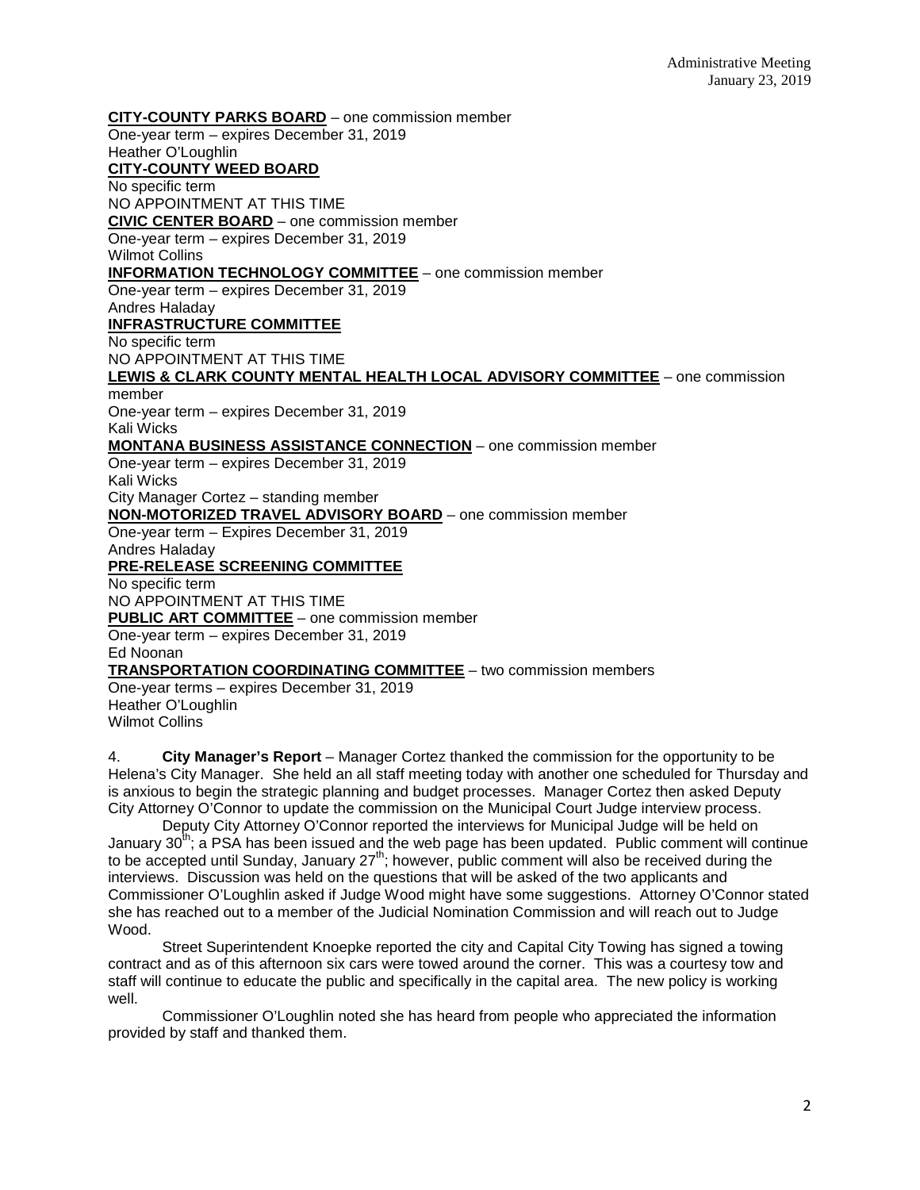**<u>CITY-COUNTY PARKS BOARD</u>** – one commission member
One-year term – expires December 31, 2019
Heather O'Loughlin

**<u>CITY-COUNTY WEED BOARD</u>**
No specific term
NO APPOINTMENT AT THIS TIME

**<u>CIVIC CENTER BOARD</u>** – one commission member
One-year term – expires December 31, 2019
Wilmot Collins

**<u>INFORMATION TECHNOLOGY COMMITTEE</u>** – one commission member
One-year term – expires December 31, 2019
Andres Haladay

**<u>INFRASTRUCTURE COMMITTEE</u>**
No specific term
NO APPOINTMENT AT THIS TIME

**<u>LEWIS & CLARK COUNTY MENTAL HEALTH LOCAL ADVISORY COMMITTEE</u>** – one commission member
One-year term – expires December 31, 2019
Kali Wicks

**<u>MONTANA BUSINESS ASSISTANCE CONNECTION</u>** – one commission member
One-year term – expires December 31, 2019
Kali Wicks
City Manager Cortez – standing member

**<u>NON-MOTORIZED TRAVEL ADVISORY BOARD</u>** – one commission member
One-year term – Expires December 31, 2019
Andres Haladay

**<u>PRE-RELEASE SCREENING COMMITTEE</u>**
No specific term
NO APPOINTMENT AT THIS TIME

**<u>PUBLIC ART COMMITTEE</u>** – one commission member
One-year term – expires December 31, 2019
Ed Noonan

**<u>TRANSPORTATION COORDINATING COMMITTEE</u>** – two commission members
One-year terms – expires December 31, 2019
Heather O'Loughlin
Wilmot Collins

4. **City Manager's Report** – Manager Cortez thanked the commission for the opportunity to be Helena's City Manager. She held an all staff meeting today with another one scheduled for Thursday and is anxious to begin the strategic planning and budget processes. Manager Cortez then asked Deputy City Attorney O'Connor to update the commission on the Municipal Court Judge interview process.

Deputy City Attorney O'Connor reported the interviews for Municipal Judge will be held on January 30th; a PSA has been issued and the web page has been updated. Public comment will continue to be accepted until Sunday, January 27th; however, public comment will also be received during the interviews. Discussion was held on the questions that will be asked of the two applicants and Commissioner O'Loughlin asked if Judge Wood might have some suggestions. Attorney O'Connor stated she has reached out to a member of the Judicial Nomination Commission and will reach out to Judge Wood.

Street Superintendent Knoepke reported the city and Capital City Towing has signed a towing contract and as of this afternoon six cars were towed around the corner. This was a courtesy tow and staff will continue to educate the public and specifically in the capital area. The new policy is working well.

Commissioner O'Loughlin noted she has heard from people who appreciated the information provided by staff and thanked them.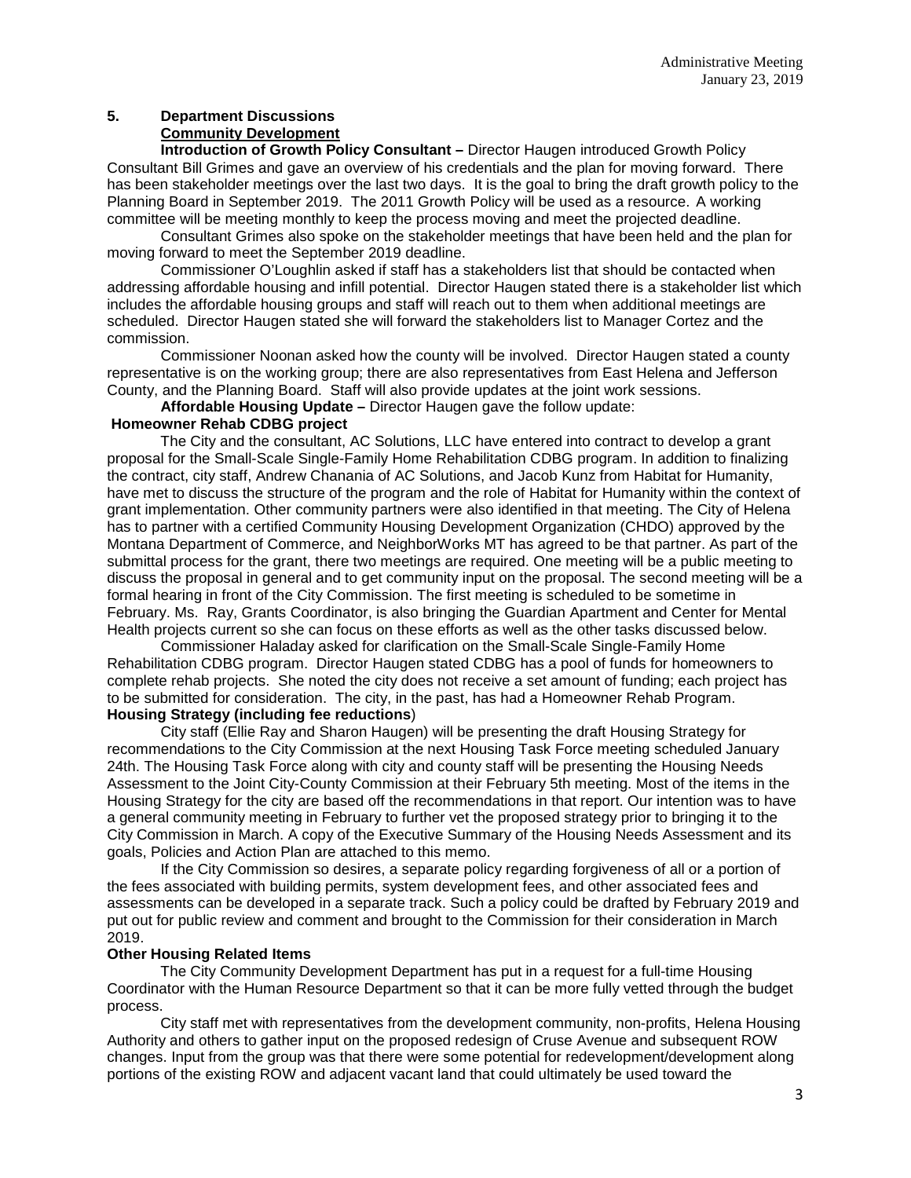**5. Department Discussions**

**Community Development**

**Introduction of Growth Policy Consultant –** Director Haugen introduced Growth Policy Consultant Bill Grimes and gave an overview of his credentials and the plan for moving forward. There has been stakeholder meetings over the last two days. It is the goal to bring the draft growth policy to the Planning Board in September 2019. The 2011 Growth Policy will be used as a resource. A working committee will be meeting monthly to keep the process moving and meet the projected deadline.

Consultant Grimes also spoke on the stakeholder meetings that have been held and the plan for moving forward to meet the September 2019 deadline.

Commissioner O'Loughlin asked if staff has a stakeholders list that should be contacted when addressing affordable housing and infill potential. Director Haugen stated there is a stakeholder list which includes the affordable housing groups and staff will reach out to them when additional meetings are scheduled. Director Haugen stated she will forward the stakeholders list to Manager Cortez and the commission.

Commissioner Noonan asked how the county will be involved. Director Haugen stated a county representative is on the working group; there are also representatives from East Helena and Jefferson County, and the Planning Board. Staff will also provide updates at the joint work sessions.

**Affordable Housing Update –** Director Haugen gave the follow update:

**Homeowner Rehab CDBG project**

The City and the consultant, AC Solutions, LLC have entered into contract to develop a grant proposal for the Small-Scale Single-Family Home Rehabilitation CDBG program. In addition to finalizing the contract, city staff, Andrew Chanania of AC Solutions, and Jacob Kunz from Habitat for Humanity, have met to discuss the structure of the program and the role of Habitat for Humanity within the context of grant implementation. Other community partners were also identified in that meeting. The City of Helena has to partner with a certified Community Housing Development Organization (CHDO) approved by the Montana Department of Commerce, and NeighborWorks MT has agreed to be that partner. As part of the submittal process for the grant, there two meetings are required. One meeting will be a public meeting to discuss the proposal in general and to get community input on the proposal. The second meeting will be a formal hearing in front of the City Commission. The first meeting is scheduled to be sometime in February. Ms. Ray, Grants Coordinator, is also bringing the Guardian Apartment and Center for Mental Health projects current so she can focus on these efforts as well as the other tasks discussed below.

Commissioner Haladay asked for clarification on the Small-Scale Single-Family Home Rehabilitation CDBG program. Director Haugen stated CDBG has a pool of funds for homeowners to complete rehab projects. She noted the city does not receive a set amount of funding; each project has to be submitted for consideration. The city, in the past, has had a Homeowner Rehab Program.

**Housing Strategy (including fee reductions**)

City staff (Ellie Ray and Sharon Haugen) will be presenting the draft Housing Strategy for recommendations to the City Commission at the next Housing Task Force meeting scheduled January 24th. The Housing Task Force along with city and county staff will be presenting the Housing Needs Assessment to the Joint City-County Commission at their February 5th meeting. Most of the items in the Housing Strategy for the city are based off the recommendations in that report. Our intention was to have a general community meeting in February to further vet the proposed strategy prior to bringing it to the City Commission in March. A copy of the Executive Summary of the Housing Needs Assessment and its goals, Policies and Action Plan are attached to this memo.

If the City Commission so desires, a separate policy regarding forgiveness of all or a portion of the fees associated with building permits, system development fees, and other associated fees and assessments can be developed in a separate track. Such a policy could be drafted by February 2019 and put out for public review and comment and brought to the Commission for their consideration in March 2019.

**Other Housing Related Items**

The City Community Development Department has put in a request for a full-time Housing Coordinator with the Human Resource Department so that it can be more fully vetted through the budget process.

City staff met with representatives from the development community, non-profits, Helena Housing Authority and others to gather input on the proposed redesign of Cruse Avenue and subsequent ROW changes. Input from the group was that there were some potential for redevelopment/development along portions of the existing ROW and adjacent vacant land that could ultimately be used toward the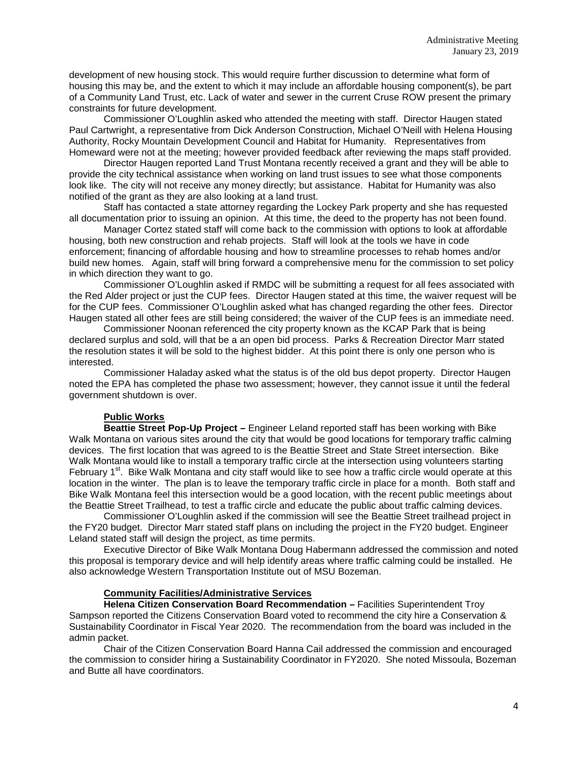development of new housing stock. This would require further discussion to determine what form of housing this may be, and the extent to which it may include an affordable housing component(s), be part of a Community Land Trust, etc. Lack of water and sewer in the current Cruse ROW present the primary constraints for future development.

Commissioner O'Loughlin asked who attended the meeting with staff. Director Haugen stated Paul Cartwright, a representative from Dick Anderson Construction, Michael O'Neill with Helena Housing Authority, Rocky Mountain Development Council and Habitat for Humanity. Representatives from Homeward were not at the meeting; however provided feedback after reviewing the maps staff provided.

Director Haugen reported Land Trust Montana recently received a grant and they will be able to provide the city technical assistance when working on land trust issues to see what those components look like. The city will not receive any money directly; but assistance. Habitat for Humanity was also notified of the grant as they are also looking at a land trust.

Staff has contacted a state attorney regarding the Lockey Park property and she has requested all documentation prior to issuing an opinion. At this time, the deed to the property has not been found.

Manager Cortez stated staff will come back to the commission with options to look at affordable housing, both new construction and rehab projects. Staff will look at the tools we have in code enforcement; financing of affordable housing and how to streamline processes to rehab homes and/or build new homes. Again, staff will bring forward a comprehensive menu for the commission to set policy in which direction they want to go.

Commissioner O'Loughlin asked if RMDC will be submitting a request for all fees associated with the Red Alder project or just the CUP fees. Director Haugen stated at this time, the waiver request will be for the CUP fees. Commissioner O'Loughlin asked what has changed regarding the other fees. Director Haugen stated all other fees are still being considered; the waiver of the CUP fees is an immediate need.

Commissioner Noonan referenced the city property known as the KCAP Park that is being declared surplus and sold, will that be a an open bid process. Parks & Recreation Director Marr stated the resolution states it will be sold to the highest bidder. At this point there is only one person who is interested.

Commissioner Haladay asked what the status is of the old bus depot property. Director Haugen noted the EPA has completed the phase two assessment; however, they cannot issue it until the federal government shutdown is over.

**Public Works**

**Beattie Street Pop-Up Project –** Engineer Leland reported staff has been working with Bike Walk Montana on various sites around the city that would be good locations for temporary traffic calming devices. The first location that was agreed to is the Beattie Street and State Street intersection. Bike Walk Montana would like to install a temporary traffic circle at the intersection using volunteers starting February 1st. Bike Walk Montana and city staff would like to see how a traffic circle would operate at this location in the winter. The plan is to leave the temporary traffic circle in place for a month. Both staff and Bike Walk Montana feel this intersection would be a good location, with the recent public meetings about the Beattie Street Trailhead, to test a traffic circle and educate the public about traffic calming devices.

Commissioner O'Loughlin asked if the commission will see the Beattie Street trailhead project in the FY20 budget. Director Marr stated staff plans on including the project in the FY20 budget. Engineer Leland stated staff will design the project, as time permits.

Executive Director of Bike Walk Montana Doug Habermann addressed the commission and noted this proposal is temporary device and will help identify areas where traffic calming could be installed. He also acknowledge Western Transportation Institute out of MSU Bozeman.

**Community Facilities/Administrative Services**

**Helena Citizen Conservation Board Recommendation –** Facilities Superintendent Troy Sampson reported the Citizens Conservation Board voted to recommend the city hire a Conservation & Sustainability Coordinator in Fiscal Year 2020. The recommendation from the board was included in the admin packet.

Chair of the Citizen Conservation Board Hanna Cail addressed the commission and encouraged the commission to consider hiring a Sustainability Coordinator in FY2020. She noted Missoula, Bozeman and Butte all have coordinators.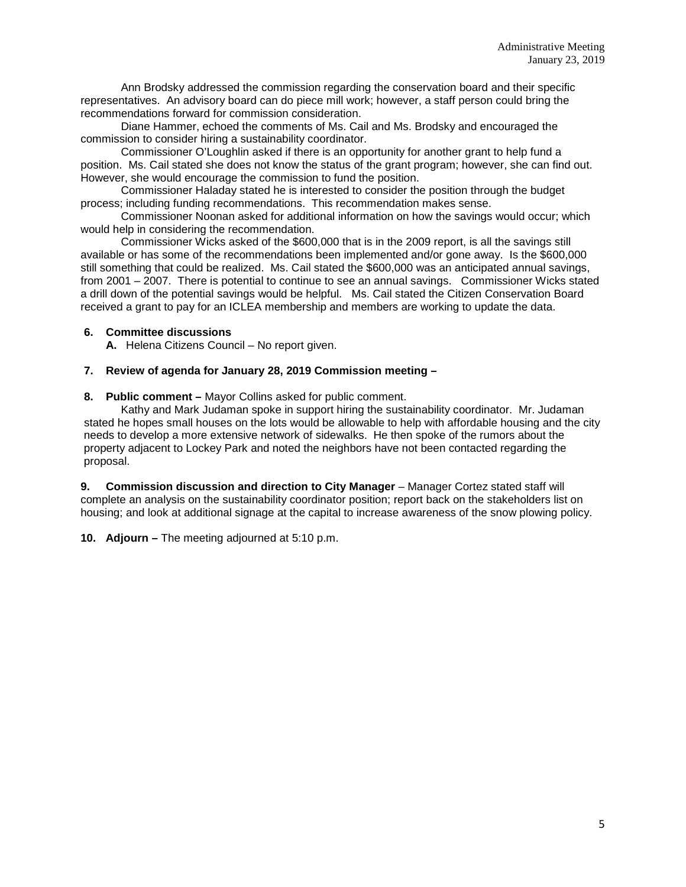Ann Brodsky addressed the commission regarding the conservation board and their specific representatives. An advisory board can do piece mill work; however, a staff person could bring the recommendations forward for commission consideration.

Diane Hammer, echoed the comments of Ms. Cail and Ms. Brodsky and encouraged the commission to consider hiring a sustainability coordinator.

Commissioner O'Loughlin asked if there is an opportunity for another grant to help fund a position. Ms. Cail stated she does not know the status of the grant program; however, she can find out. However, she would encourage the commission to fund the position.

Commissioner Haladay stated he is interested to consider the position through the budget process; including funding recommendations. This recommendation makes sense.

Commissioner Noonan asked for additional information on how the savings would occur; which would help in considering the recommendation.

Commissioner Wicks asked of the $600,000 that is in the 2009 report, is all the savings still available or has some of the recommendations been implemented and/or gone away. Is the $600,000 still something that could be realized. Ms. Cail stated the $600,000 was an anticipated annual savings, from 2001 – 2007. There is potential to continue to see an annual savings. Commissioner Wicks stated a drill down of the potential savings would be helpful. Ms. Cail stated the Citizen Conservation Board received a grant to pay for an ICLEA membership and members are working to update the data.

**6. Committee discussions**

**A.** Helena Citizens Council – No report given.

**7. Review of agenda for January 28, 2019 Commission meeting –**

**8. Public comment –** Mayor Collins asked for public comment.

Kathy and Mark Judaman spoke in support hiring the sustainability coordinator. Mr. Judaman stated he hopes small houses on the lots would be allowable to help with affordable housing and the city needs to develop a more extensive network of sidewalks. He then spoke of the rumors about the property adjacent to Lockey Park and noted the neighbors have not been contacted regarding the proposal.

**9. Commission discussion and direction to City Manager** – Manager Cortez stated staff will complete an analysis on the sustainability coordinator position; report back on the stakeholders list on housing; and look at additional signage at the capital to increase awareness of the snow plowing policy.

**10. Adjourn –** The meeting adjourned at 5:10 p.m.